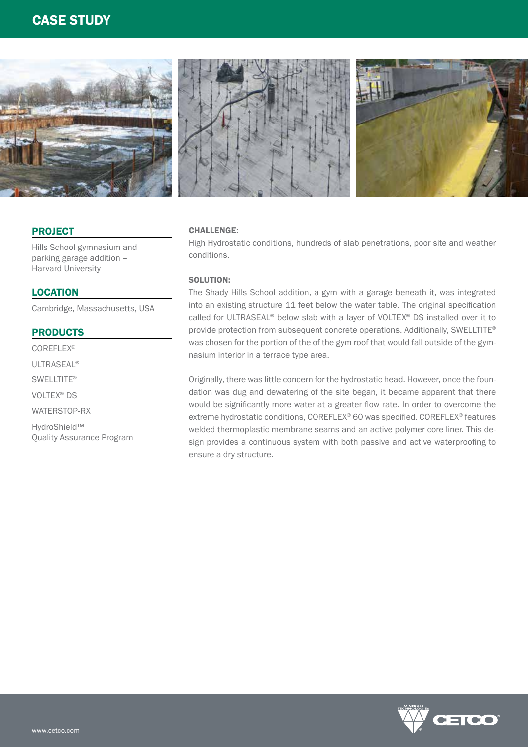# CASE STUDY

## PROJECT

Hills School gymnasium and parking garage addition – Harvard University

## LOCATION

Cambridge, Massachusetts, USA

## PRODUCTS

COREFLEX®

ULTRASEAL®

SWELLTITE®

VOLTEX® DS

WATERSTOP-RX

HydroShield™ Quality Assurance Program

### CHALLENGE:

High Hydrostatic conditions, hundreds of slab penetrations, poor site and weather conditions.

### SOLUTION:

The Shady Hills School addition, a gym with a garage beneath it, was integrated into an existing structure 11 feet below the water table. The original specification called for ULTRASEAL® below slab with a layer of VOLTEX® DS installed over it to provide protection from subsequent concrete operations. Additionally, SWELLTITE® was chosen for the portion of the of the gym roof that would fall outside of the gymnasium interior in a terrace type area.

Originally, there was little concern for the hydrostatic head. However, once the foundation was dug and dewatering of the site began, it became apparent that there would be significantly more water at a greater flow rate. In order to overcome the extreme hydrostatic conditions, COREFLEX® 60 was specified. COREFLEX® features welded thermoplastic membrane seams and an active polymer core liner. This design provides a continuous system with both passive and active waterproofing to ensure a dry structure.

www.cetco.com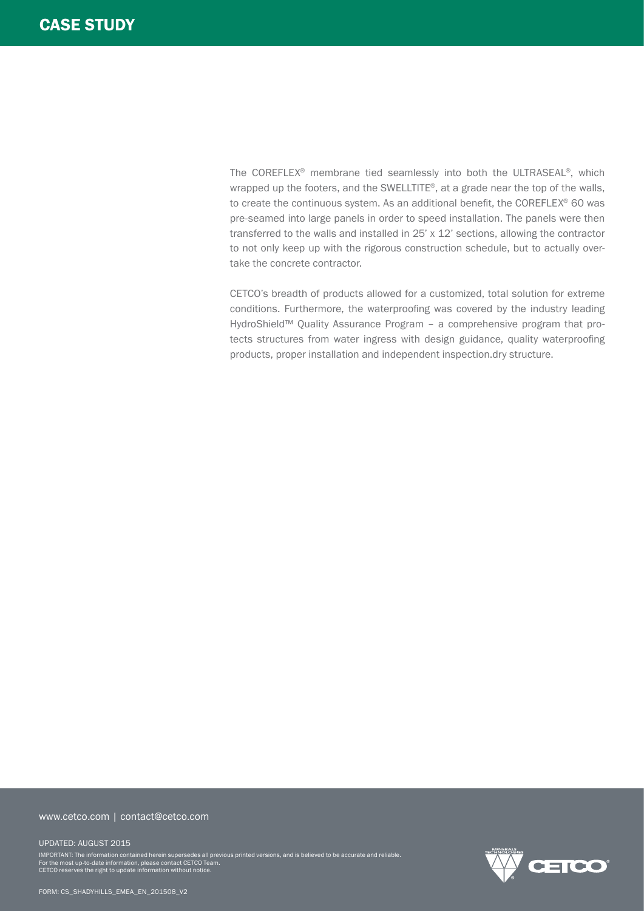The COREFLEX® membrane tied seamlessly into both the ULTRASEAL®, which wrapped up the footers, and the SWELLTITE®, at a grade near the top of the walls, to create the continuous system. As an additional benefit, the COREFLEX® 60 was pre-seamed into large panels in order to speed installation. The panels were then transferred to the walls and installed in 25' x 12' sections, allowing the contractor to not only keep up with the rigorous construction schedule, but to actually overtake the concrete contractor.

CETCO's breadth of products allowed for a customized, total solution for extreme conditions. Furthermore, the waterproofing was covered by the industry leading HydroShield™ Quality Assurance Program – a comprehensive program that protects structures from water ingress with design guidance, quality waterproofing products, proper installation and independent inspection.dry structure.

www.cetco.com | contact@cetco.com

UPDATED: AUGUST 2015

IMPORTANT: The information contained herein supersedes all previous printed versions, and is believed to be accurate and reliable.
For the most up-to-date information, please contact CETCO Team.
CETCO reserves the right to update information without notice.

FORM: CS_SHADYHILLS_EMEA_EN_201508_V2